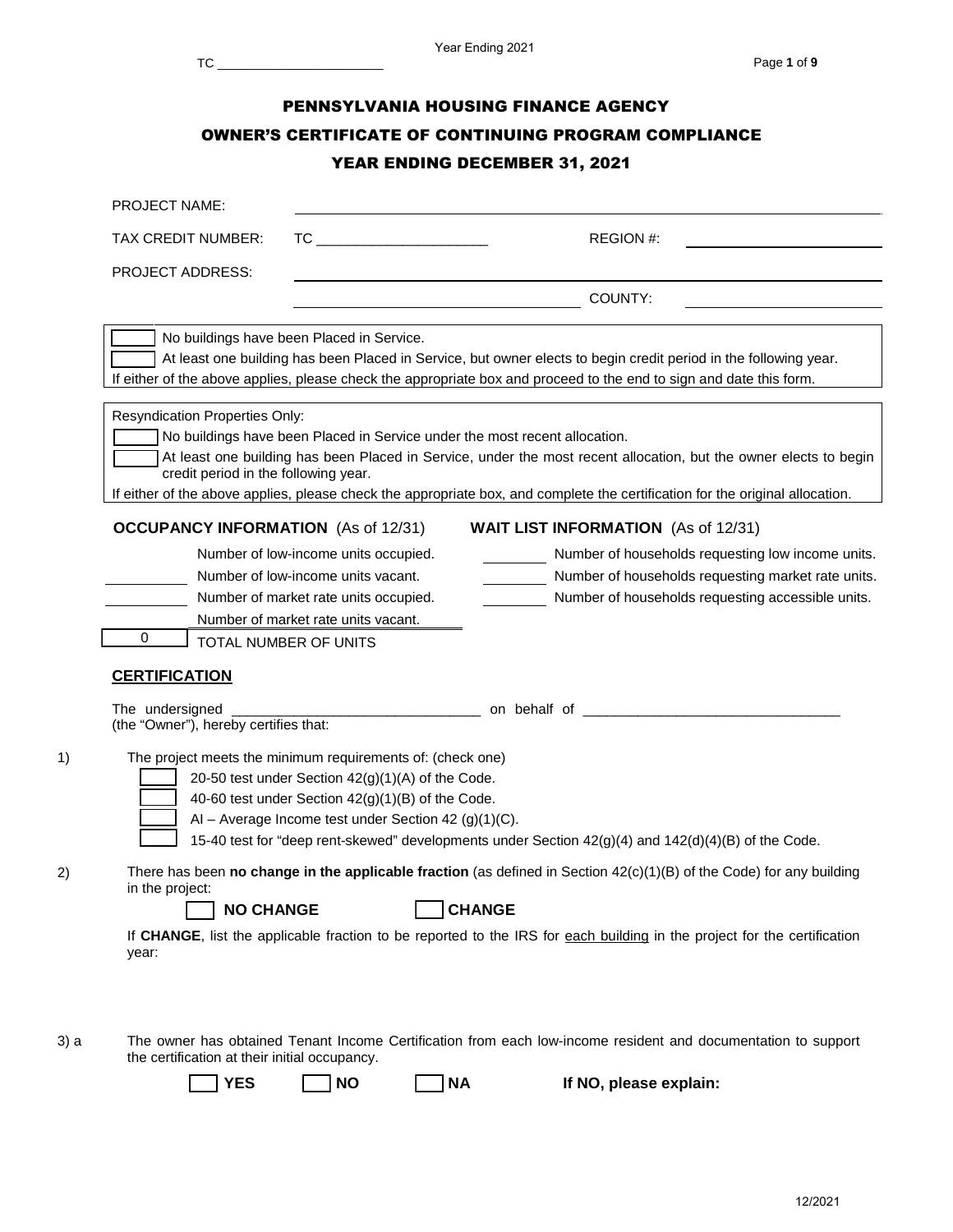# PENNSYLVANIA HOUSING FINANCE AGENCY

## OWNER'S CERTIFICATE OF CONTINUING PROGRAM COMPLIANCE

## YEAR ENDING DECEMBER 31, 2021

PROJECT NAME: ____________________

TAX CREDIT NUMBER: TC ____________________ REGION #: ____________________

PROJECT ADDRESS: ____________________

____________________ COUNTY: ____________________

☐ No buildings have been Placed in Service.
☐ At least one building has been Placed in Service, but owner elects to begin credit period in the following year.
If either of the above applies, please check the appropriate box and proceed to the end to sign and date this form.

Resyndication Properties Only:
☐ No buildings have been Placed in Service under the most recent allocation.
☐ At least one building has been Placed in Service, under the most recent allocation, but the owner elects to begin credit period in the following year.
If either of the above applies, please check the appropriate box, and complete the certification for the original allocation.

**OCCUPANCY INFORMATION** (As of 12/31)

_______ Number of low-income units occupied.
_______ Number of low-income units vacant.
_______ Number of market rate units occupied.
_______ Number of market rate units vacant.
0 TOTAL NUMBER OF UNITS

**WAIT LIST INFORMATION** (As of 12/31)

_______ Number of households requesting low income units.
_______ Number of households requesting market rate units.
_______ Number of households requesting accessible units.

### CERTIFICATION

The undersigned ________________________________ on behalf of ________________________________ (the "Owner"), hereby certifies that:

1) The project meets the minimum requirements of: (check one)
   - ☐ 20-50 test under Section 42(g)(1)(A) of the Code.
   - ☐ 40-60 test under Section 42(g)(1)(B) of the Code.
   - ☐ AI – Average Income test under Section 42 (g)(1)(C).
   - ☐ 15-40 test for "deep rent-skewed" developments under Section 42(g)(4) and 142(d)(4)(B) of the Code.

2) There has been **no change in the applicable fraction** (as defined in Section 42(c)(1)(B) of the Code) for any building in the project:

   ☐ **NO CHANGE** ☐ **CHANGE**

   If **CHANGE**, list the applicable fraction to be reported to the IRS for each building in the project for the certification year:

3) a The owner has obtained Tenant Income Certification from each low-income resident and documentation to support the certification at their initial occupancy.

   ☐ **YES** ☐ **NO** ☐ **NA** **If NO, please explain:**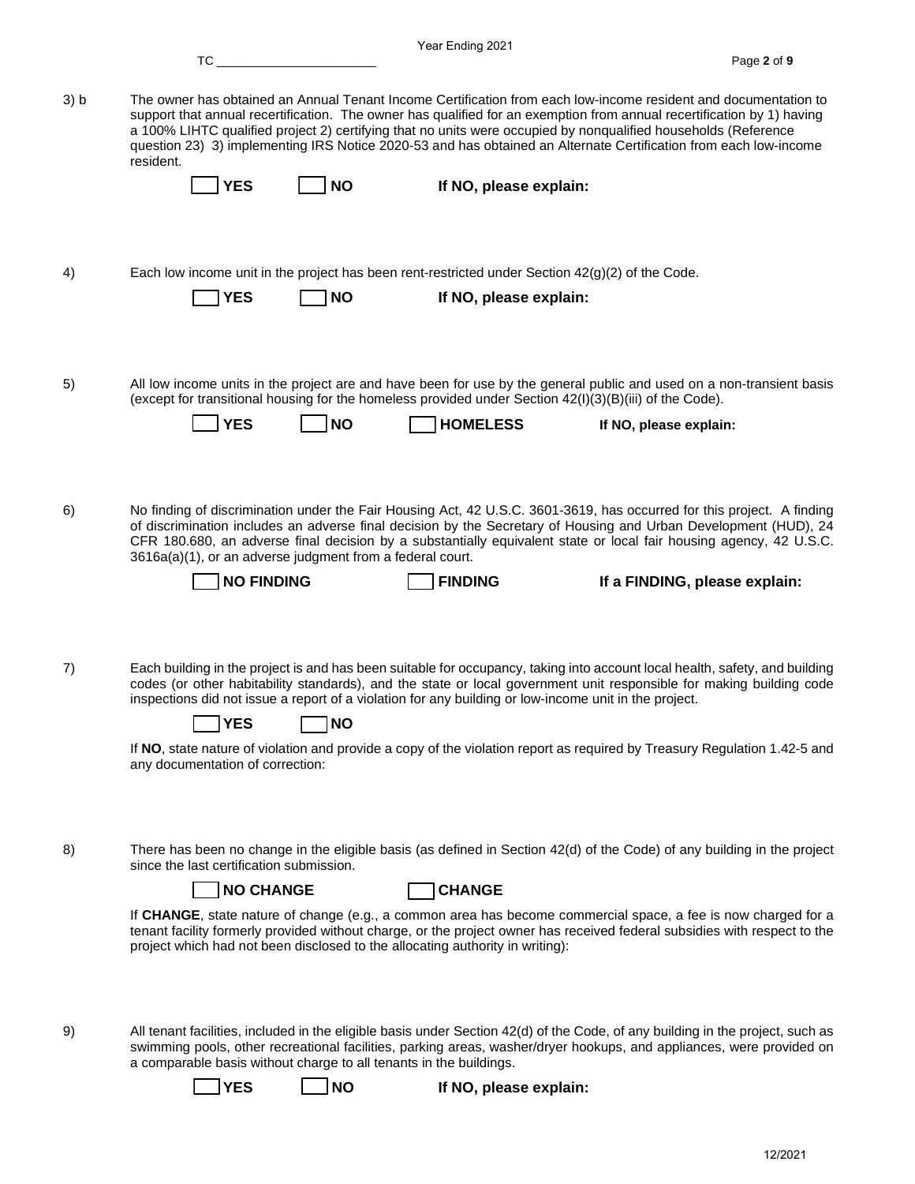3) b The owner has obtained an Annual Tenant Income Certification from each low-income resident and documentation to support that annual recertification. The owner has qualified for an exemption from annual recertification by 1) having a 100% LIHTC qualified project 2) certifying that no units were occupied by nonqualified households (Reference question 23) 3) implementing IRS Notice 2020-53 and has obtained an Alternate Certification from each low-income resident.

☐ **YES** ☐ **NO** **If NO, please explain:**

4) Each low income unit in the project has been rent-restricted under Section 42(g)(2) of the Code.

☐ **YES** ☐ **NO** **If NO, please explain:**

5) All low income units in the project are and have been for use by the general public and used on a non-transient basis (except for transitional housing for the homeless provided under Section 42(I)(3)(B)(iii) of the Code).

☐ **YES** ☐ **NO** ☐ **HOMELESS** **If NO, please explain:**

6) No finding of discrimination under the Fair Housing Act, 42 U.S.C. 3601-3619, has occurred for this project. A finding of discrimination includes an adverse final decision by the Secretary of Housing and Urban Development (HUD), 24 CFR 180.680, an adverse final decision by a substantially equivalent state or local fair housing agency, 42 U.S.C. 3616a(a)(1), or an adverse judgment from a federal court.

☐ **NO FINDING** ☐ **FINDING** **If a FINDING, please explain:**

7) Each building in the project is and has been suitable for occupancy, taking into account local health, safety, and building codes (or other habitability standards), and the state or local government unit responsible for making building code inspections did not issue a report of a violation for any building or low-income unit in the project.

☐ **YES** ☐ **NO**

If **NO**, state nature of violation and provide a copy of the violation report as required by Treasury Regulation 1.42-5 and any documentation of correction:

8) There has been no change in the eligible basis (as defined in Section 42(d) of the Code) of any building in the project since the last certification submission.

☐ **NO CHANGE** ☐ **CHANGE**

If **CHANGE**, state nature of change (e.g., a common area has become commercial space, a fee is now charged for a tenant facility formerly provided without charge, or the project owner has received federal subsidies with respect to the project which had not been disclosed to the allocating authority in writing):

9) All tenant facilities, included in the eligible basis under Section 42(d) of the Code, of any building in the project, such as swimming pools, other recreational facilities, parking areas, washer/dryer hookups, and appliances, were provided on a comparable basis without charge to all tenants in the buildings.

☐ **YES** ☐ **NO** **If NO, please explain:**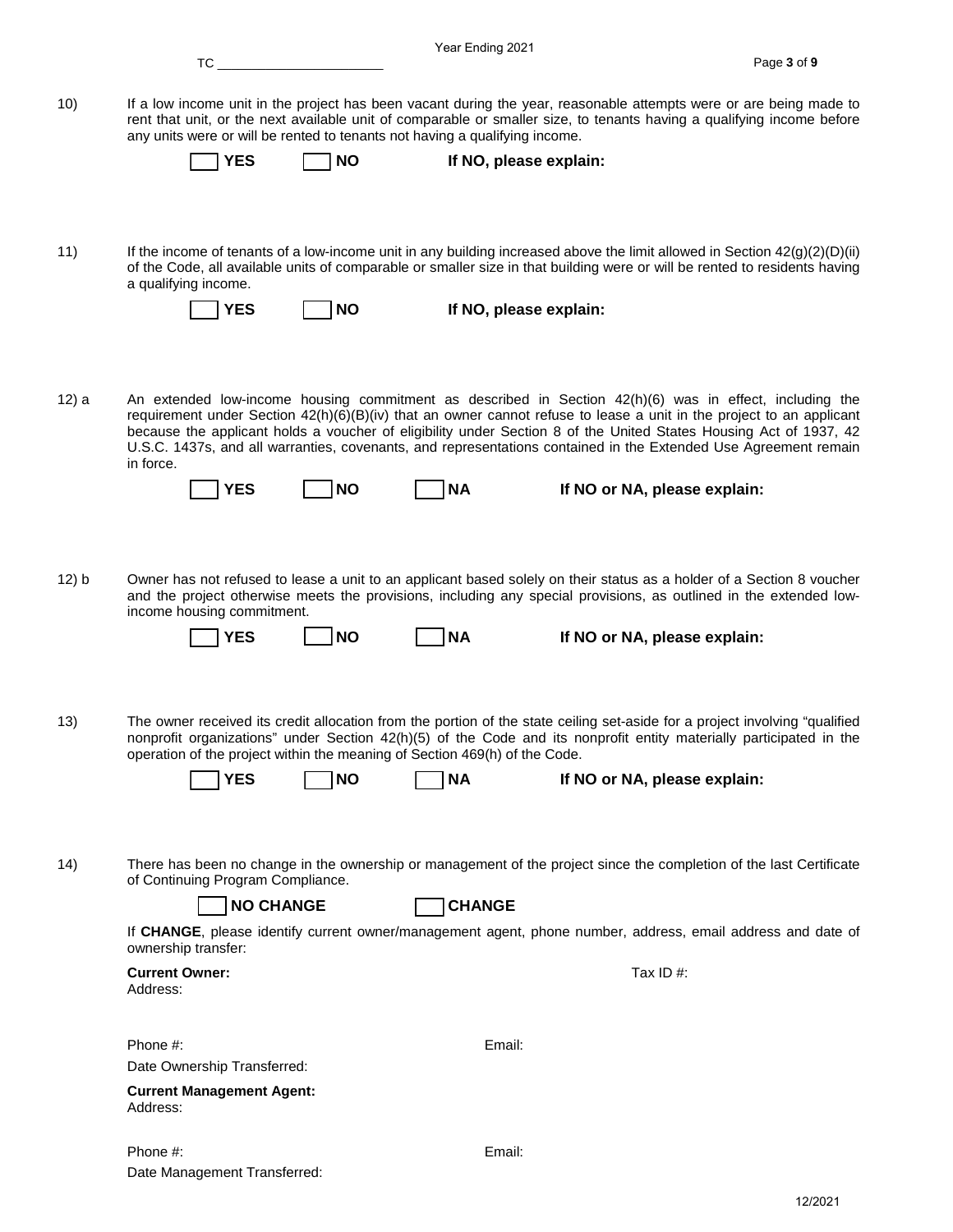10) If a low income unit in the project has been vacant during the year, reasonable attempts were or are being made to rent that unit, or the next available unit of comparable or smaller size, to tenants having a qualifying income before any units were or will be rented to tenants not having a qualifying income.

☐ **YES** ☐ **NO** **If NO, please explain:**

11) If the income of tenants of a low-income unit in any building increased above the limit allowed in Section 42(g)(2)(D)(ii) of the Code, all available units of comparable or smaller size in that building were or will be rented to residents having a qualifying income.

☐ **YES** ☐ **NO** **If NO, please explain:**

12) a An extended low-income housing commitment as described in Section 42(h)(6) was in effect, including the requirement under Section 42(h)(6)(B)(iv) that an owner cannot refuse to lease a unit in the project to an applicant because the applicant holds a voucher of eligibility under Section 8 of the United States Housing Act of 1937, 42 U.S.C. 1437s, and all warranties, covenants, and representations contained in the Extended Use Agreement remain in force.

☐ **YES** ☐ **NO** ☐ **NA** **If NO or NA, please explain:**

12) b Owner has not refused to lease a unit to an applicant based solely on their status as a holder of a Section 8 voucher and the project otherwise meets the provisions, including any special provisions, as outlined in the extended low-income housing commitment.

☐ **YES** ☐ **NO** ☐ **NA** **If NO or NA, please explain:**

13) The owner received its credit allocation from the portion of the state ceiling set-aside for a project involving "qualified nonprofit organizations" under Section 42(h)(5) of the Code and its nonprofit entity materially participated in the operation of the project within the meaning of Section 469(h) of the Code.

☐ **YES** ☐ **NO** ☐ **NA** **If NO or NA, please explain:**

14) There has been no change in the ownership or management of the project since the completion of the last Certificate of Continuing Program Compliance.

☐ **NO CHANGE** ☐ **CHANGE**

If **CHANGE**, please identify current owner/management agent, phone number, address, email address and date of ownership transfer:

**Current Owner:** Tax ID #:

Address:

Phone #: Email:

Date Ownership Transferred:

**Current Management Agent:**

Address:

Phone #: Email:

Date Management Transferred: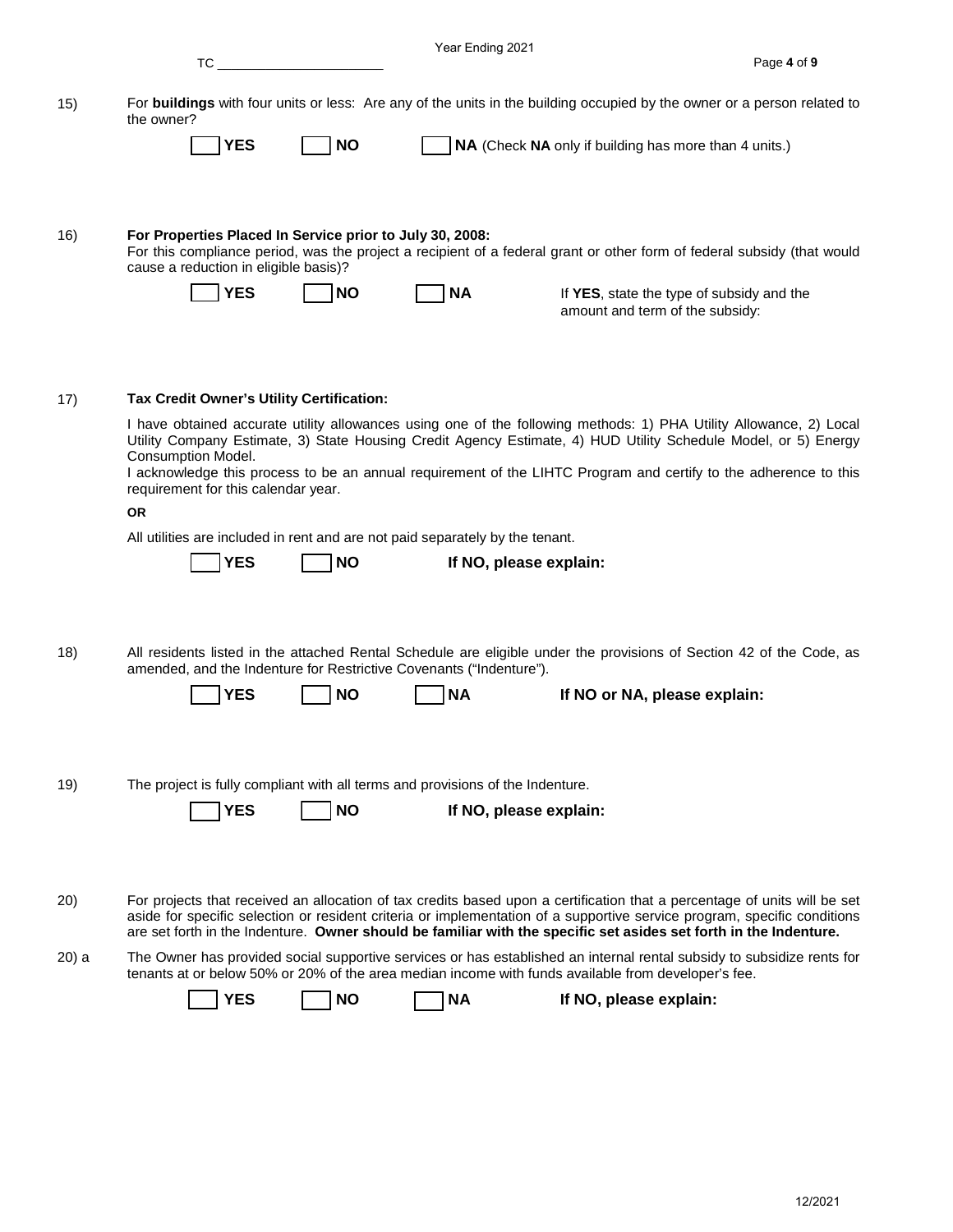15) For **buildings** with four units or less: Are any of the units in the building occupied by the owner or a person related to the owner?

☐ **YES** ☐ **NO** ☐ **NA** (Check **NA** only if building has more than 4 units.)

16) **For Properties Placed In Service prior to July 30, 2008:**
For this compliance period, was the project a recipient of a federal grant or other form of federal subsidy (that would cause a reduction in eligible basis)?

☐ **YES** ☐ **NO** ☐ **NA** If **YES**, state the type of subsidy and the amount and term of the subsidy:

17) **Tax Credit Owner's Utility Certification:**

I have obtained accurate utility allowances using one of the following methods: 1) PHA Utility Allowance, 2) Local Utility Company Estimate, 3) State Housing Credit Agency Estimate, 4) HUD Utility Schedule Model, or 5) Energy Consumption Model.
I acknowledge this process to be an annual requirement of the LIHTC Program and certify to the adherence to this requirement for this calendar year.

**OR**

All utilities are included in rent and are not paid separately by the tenant.

☐ **YES** ☐ **NO** **If NO, please explain:**

18) All residents listed in the attached Rental Schedule are eligible under the provisions of Section 42 of the Code, as amended, and the Indenture for Restrictive Covenants ("Indenture").

☐ **YES** ☐ **NO** ☐ **NA** **If NO or NA, please explain:**

19) The project is fully compliant with all terms and provisions of the Indenture.

☐ **YES** ☐ **NO** **If NO, please explain:**

20) For projects that received an allocation of tax credits based upon a certification that a percentage of units will be set aside for specific selection or resident criteria or implementation of a supportive service program, specific conditions are set forth in the Indenture. **Owner should be familiar with the specific set asides set forth in the Indenture.**

20) a The Owner has provided social supportive services or has established an internal rental subsidy to subsidize rents for tenants at or below 50% or 20% of the area median income with funds available from developer's fee.

☐ **YES** ☐ **NO** ☐ **NA** **If NO, please explain:**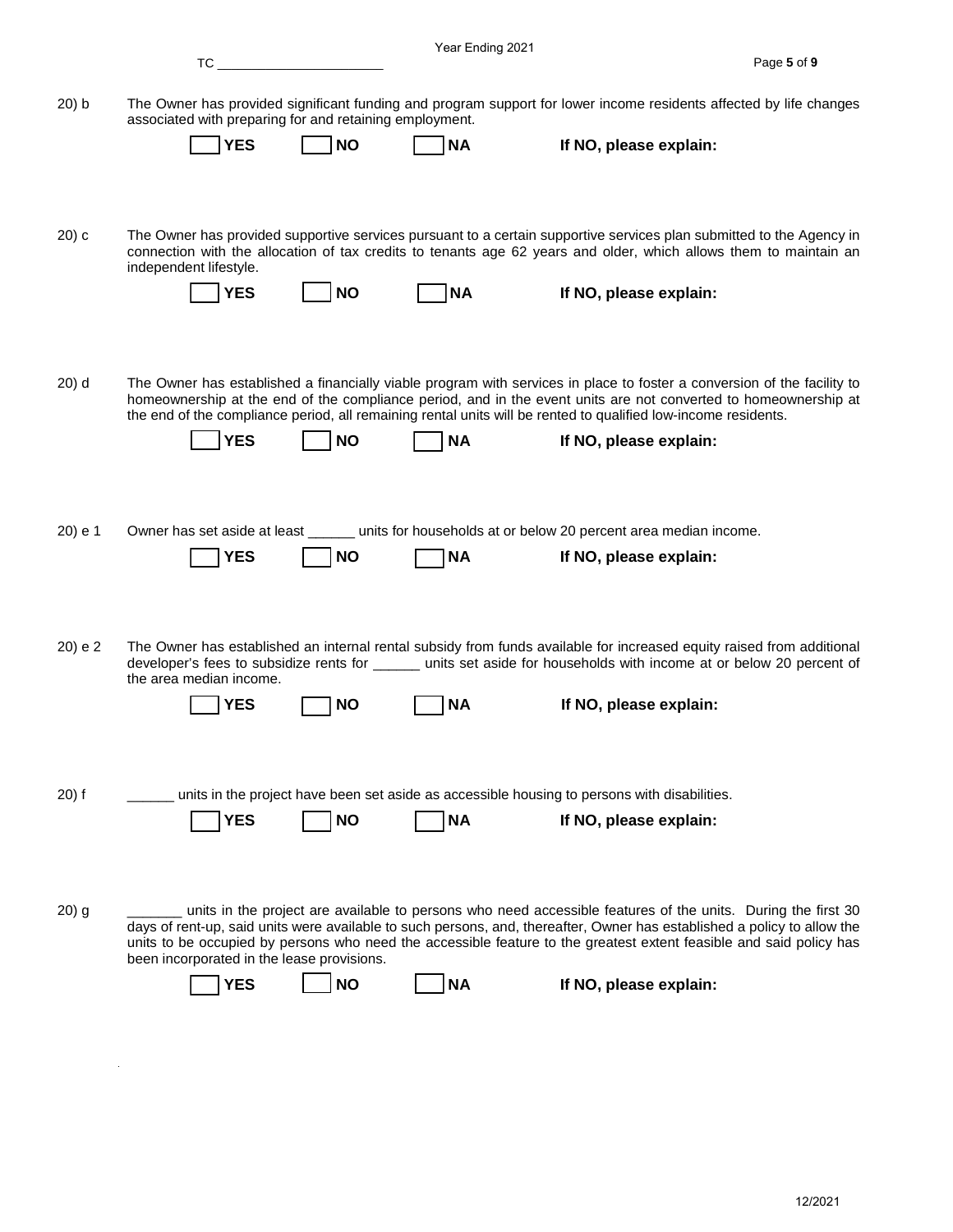20) b The Owner has provided significant funding and program support for lower income residents affected by life changes associated with preparing for and retaining employment.

☐ **YES** ☐ **NO** ☐ **NA** **If NO, please explain:**

20) c The Owner has provided supportive services pursuant to a certain supportive services plan submitted to the Agency in connection with the allocation of tax credits to tenants age 62 years and older, which allows them to maintain an independent lifestyle.

☐ **YES** ☐ **NO** ☐ **NA** **If NO, please explain:**

20) d The Owner has established a financially viable program with services in place to foster a conversion of the facility to homeownership at the end of the compliance period, and in the event units are not converted to homeownership at the end of the compliance period, all remaining rental units will be rented to qualified low-income residents.

☐ **YES** ☐ **NO** ☐ **NA** **If NO, please explain:**

20) e 1 Owner has set aside at least ______ units for households at or below 20 percent area median income.

☐ **YES** ☐ **NO** ☐ **NA** **If NO, please explain:**

20) e 2 The Owner has established an internal rental subsidy from funds available for increased equity raised from additional developer's fees to subsidize rents for ______ units set aside for households with income at or below 20 percent of the area median income.

☐ **YES** ☐ **NO** ☐ **NA** **If NO, please explain:**

20) f ______ units in the project have been set aside as accessible housing to persons with disabilities.

☐ **YES** ☐ **NO** ☐ **NA** **If NO, please explain:**

20) g _______ units in the project are available to persons who need accessible features of the units. During the first 30 days of rent-up, said units were available to such persons, and, thereafter, Owner has established a policy to allow the units to be occupied by persons who need the accessible feature to the greatest extent feasible and said policy has been incorporated in the lease provisions.

☐ **YES** ☐ **NO** ☐ **NA** **If NO, please explain:**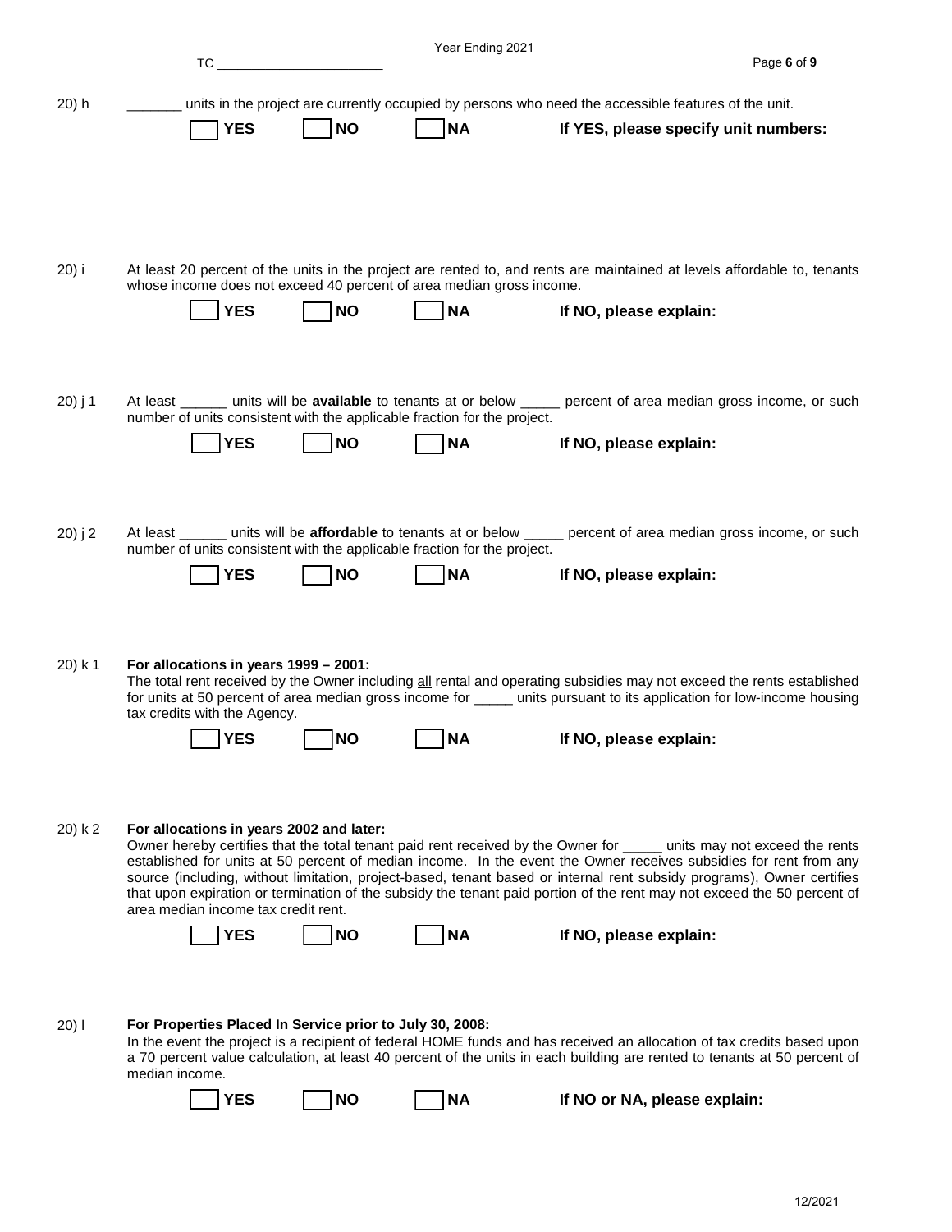20) h _______ units in the project are currently occupied by persons who need the accessible features of the unit.

☐ **YES** ☐ **NO** ☐ **NA** **If YES, please specify unit numbers:**

20) i At least 20 percent of the units in the project are rented to, and rents are maintained at levels affordable to, tenants whose income does not exceed 40 percent of area median gross income.

☐ **YES** ☐ **NO** ☐ **NA** **If NO, please explain:**

20) j 1 At least ______ units will be **available** to tenants at or below _____ percent of area median gross income, or such number of units consistent with the applicable fraction for the project.

☐ **YES** ☐ **NO** ☐ **NA** **If NO, please explain:**

20) j 2 At least ______ units will be **affordable** to tenants at or below _____ percent of area median gross income, or such number of units consistent with the applicable fraction for the project.

☐ **YES** ☐ **NO** ☐ **NA** **If NO, please explain:**

20) k 1 **For allocations in years 1999 – 2001:**
The total rent received by the Owner including <u>all</u> rental and operating subsidies may not exceed the rents established for units at 50 percent of area median gross income for _____ units pursuant to its application for low-income housing tax credits with the Agency.

☐ **YES** ☐ **NO** ☐ **NA** **If NO, please explain:**

20) k 2 **For allocations in years 2002 and later:**
Owner hereby certifies that the total tenant paid rent received by the Owner for _____ units may not exceed the rents established for units at 50 percent of median income. In the event the Owner receives subsidies for rent from any source (including, without limitation, project-based, tenant based or internal rent subsidy programs), Owner certifies that upon expiration or termination of the subsidy the tenant paid portion of the rent may not exceed the 50 percent of area median income tax credit rent.

☐ **YES** ☐ **NO** ☐ **NA** **If NO, please explain:**

20) l **For Properties Placed In Service prior to July 30, 2008:**
In the event the project is a recipient of federal HOME funds and has received an allocation of tax credits based upon a 70 percent value calculation, at least 40 percent of the units in each building are rented to tenants at 50 percent of median income.

☐ **YES** ☐ **NO** ☐ **NA** **If NO or NA, please explain:**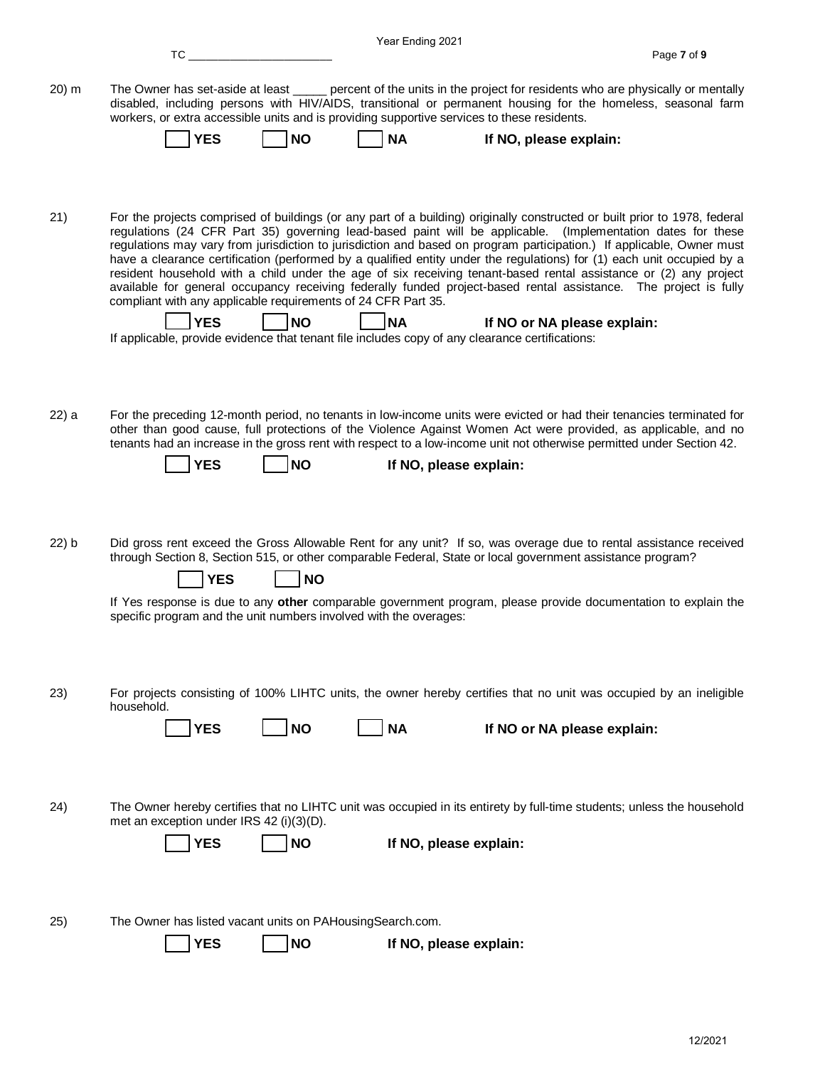Year Ending 2021

TC \_\_\_\_\_\_\_\_\_\_\_\_\_\_\_\_\_\_\_\_\_\_\_

20) m The Owner has set-aside at least \_\_\_\_\_ percent of the units in the project for residents who are physically or mentally disabled, including persons with HIV/AIDS, transitional or permanent housing for the homeless, seasonal farm workers, or extra accessible units and is providing supportive services to these residents.

☐ **YES** ☐ **NO** ☐ **NA** **If NO, please explain:**

21) For the projects comprised of buildings (or any part of a building) originally constructed or built prior to 1978, federal regulations (24 CFR Part 35) governing lead-based paint will be applicable. (Implementation dates for these regulations may vary from jurisdiction to jurisdiction and based on program participation.) If applicable, Owner must have a clearance certification (performed by a qualified entity under the regulations) for (1) each unit occupied by a resident household with a child under the age of six receiving tenant-based rental assistance or (2) any project available for general occupancy receiving federally funded project-based rental assistance. The project is fully compliant with any applicable requirements of 24 CFR Part 35.

☐ **YES** ☐ **NO** ☐ **NA** **If NO or NA please explain:**

If applicable, provide evidence that tenant file includes copy of any clearance certifications:

22) a For the preceding 12-month period, no tenants in low-income units were evicted or had their tenancies terminated for other than good cause, full protections of the Violence Against Women Act were provided, as applicable, and no tenants had an increase in the gross rent with respect to a low-income unit not otherwise permitted under Section 42.

☐ **YES** ☐ **NO** **If NO, please explain:**

22) b Did gross rent exceed the Gross Allowable Rent for any unit? If so, was overage due to rental assistance received through Section 8, Section 515, or other comparable Federal, State or local government assistance program?

☐ **YES** ☐ **NO**

If Yes response is due to any **other** comparable government program, please provide documentation to explain the specific program and the unit numbers involved with the overages:

23) For projects consisting of 100% LIHTC units, the owner hereby certifies that no unit was occupied by an ineligible household.

☐ **YES** ☐ **NO** ☐ **NA** **If NO or NA please explain:**

24) The Owner hereby certifies that no LIHTC unit was occupied in its entirety by full-time students; unless the household met an exception under IRS 42 (i)(3)(D).

☐ **YES** ☐ **NO** **If NO, please explain:**

25) The Owner has listed vacant units on PAHousingSearch.com.

☐ **YES** ☐ **NO** **If NO, please explain:**

12/2021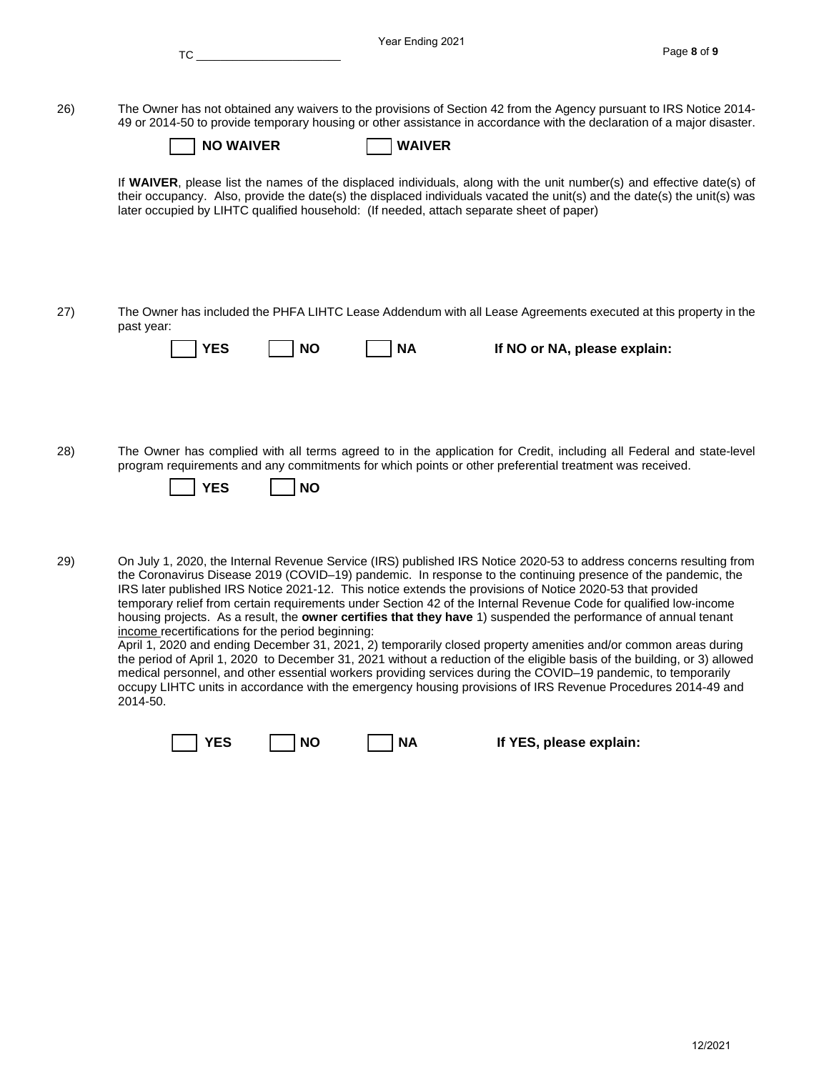26) The Owner has not obtained any waivers to the provisions of Section 42 from the Agency pursuant to IRS Notice 2014-49 or 2014-50 to provide temporary housing or other assistance in accordance with the declaration of a major disaster.

☐ **NO WAIVER** ☐ **WAIVER**

If **WAIVER**, please list the names of the displaced individuals, along with the unit number(s) and effective date(s) of their occupancy. Also, provide the date(s) the displaced individuals vacated the unit(s) and the date(s) the unit(s) was later occupied by LIHTC qualified household: (If needed, attach separate sheet of paper)

27) The Owner has included the PHFA LIHTC Lease Addendum with all Lease Agreements executed at this property in the past year:

☐ **YES** ☐ **NO** ☐ **NA** **If NO or NA, please explain:**

28) The Owner has complied with all terms agreed to in the application for Credit, including all Federal and state-level program requirements and any commitments for which points or other preferential treatment was received.

☐ **YES** ☐ **NO**

29) On July 1, 2020, the Internal Revenue Service (IRS) published IRS Notice 2020-53 to address concerns resulting from the Coronavirus Disease 2019 (COVID–19) pandemic. In response to the continuing presence of the pandemic, the IRS later published IRS Notice 2021-12. This notice extends the provisions of Notice 2020-53 that provided temporary relief from certain requirements under Section 42 of the Internal Revenue Code for qualified low-income housing projects. As a result, the **owner certifies that they have** 1) suspended the performance of annual tenant income recertifications for the period beginning:
April 1, 2020 and ending December 31, 2021, 2) temporarily closed property amenities and/or common areas during the period of April 1, 2020 to December 31, 2021 without a reduction of the eligible basis of the building, or 3) allowed medical personnel, and other essential workers providing services during the COVID–19 pandemic, to temporarily occupy LIHTC units in accordance with the emergency housing provisions of IRS Revenue Procedures 2014-49 and 2014-50.

☐ **YES** ☐ **NO** ☐ **NA** **If YES, please explain:**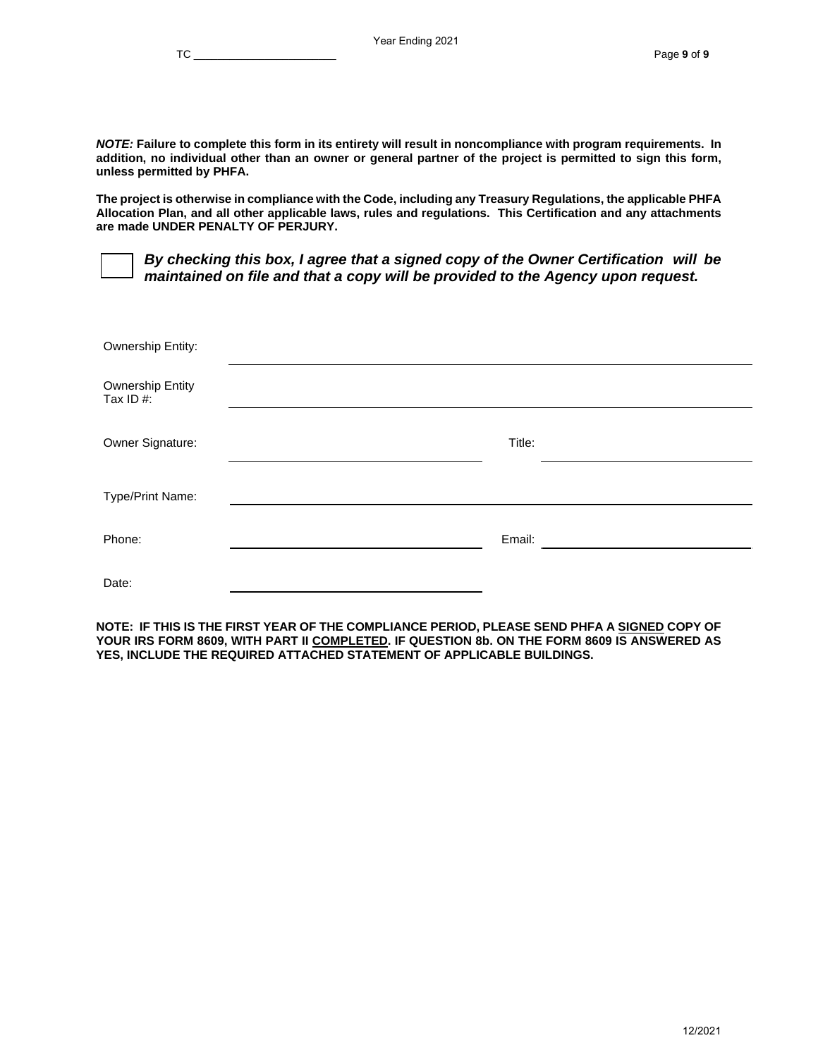***NOTE:*** **Failure to complete this form in its entirety will result in noncompliance with program requirements. In addition, no individual other than an owner or general partner of the project is permitted to sign this form, unless permitted by PHFA.**

**The project is otherwise in compliance with the Code, including any Treasury Regulations, the applicable PHFA Allocation Plan, and all other applicable laws, rules and regulations. This Certification and any attachments are made UNDER PENALTY OF PERJURY.**

☐ ***By checking this box, I agree that a signed copy of the Owner Certification will be maintained on file and that a copy will be provided to the Agency upon request.***

Ownership Entity: ______________________________

Ownership Entity Tax ID #: ______________________________

Owner Signature: ______________________________ Title: ______________________________

Type/Print Name: ______________________________

Phone: ______________________________ Email: ______________________________

Date: ______________________________

**NOTE: IF THIS IS THE FIRST YEAR OF THE COMPLIANCE PERIOD, PLEASE SEND PHFA A <u>SIGNED</u> COPY OF YOUR IRS FORM 8609, WITH PART II <u>COMPLETED</u>. IF QUESTION 8b. ON THE FORM 8609 IS ANSWERED AS YES, INCLUDE THE REQUIRED ATTACHED STATEMENT OF APPLICABLE BUILDINGS.**